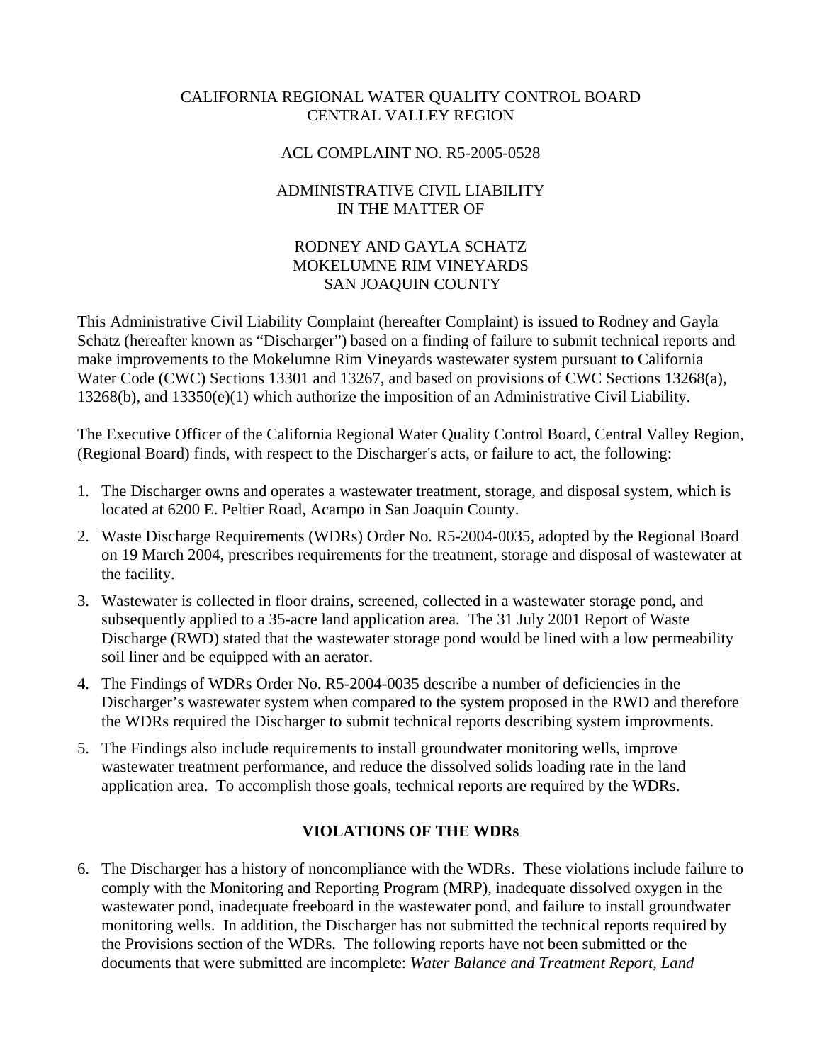CALIFORNIA REGIONAL WATER QUALITY CONTROL BOARD
CENTRAL VALLEY REGION

ACL COMPLAINT NO. R5-2005-0528

ADMINISTRATIVE CIVIL LIABILITY
IN THE MATTER OF

RODNEY AND GAYLA SCHATZ
MOKELUMNE RIM VINEYARDS
SAN JOAQUIN COUNTY

This Administrative Civil Liability Complaint (hereafter Complaint) is issued to Rodney and Gayla Schatz (hereafter known as "Discharger") based on a finding of failure to submit technical reports and make improvements to the Mokelumne Rim Vineyards wastewater system pursuant to California Water Code (CWC) Sections 13301 and 13267, and based on provisions of CWC Sections 13268(a), 13268(b), and 13350(e)(1) which authorize the imposition of an Administrative Civil Liability.

The Executive Officer of the California Regional Water Quality Control Board, Central Valley Region, (Regional Board) finds, with respect to the Discharger's acts, or failure to act, the following:

1. The Discharger owns and operates a wastewater treatment, storage, and disposal system, which is located at 6200 E. Peltier Road, Acampo in San Joaquin County.
2. Waste Discharge Requirements (WDRs) Order No. R5-2004-0035, adopted by the Regional Board on 19 March 2004, prescribes requirements for the treatment, storage and disposal of wastewater at the facility.
3. Wastewater is collected in floor drains, screened, collected in a wastewater storage pond, and subsequently applied to a 35-acre land application area. The 31 July 2001 Report of Waste Discharge (RWD) stated that the wastewater storage pond would be lined with a low permeability soil liner and be equipped with an aerator.
4. The Findings of WDRs Order No. R5-2004-0035 describe a number of deficiencies in the Discharger's wastewater system when compared to the system proposed in the RWD and therefore the WDRs required the Discharger to submit technical reports describing system improvments.
5. The Findings also include requirements to install groundwater monitoring wells, improve wastewater treatment performance, and reduce the dissolved solids loading rate in the land application area. To accomplish those goals, technical reports are required by the WDRs.

## VIOLATIONS OF THE WDRs

6. The Discharger has a history of noncompliance with the WDRs. These violations include failure to comply with the Monitoring and Reporting Program (MRP), inadequate dissolved oxygen in the wastewater pond, inadequate freeboard in the wastewater pond, and failure to install groundwater monitoring wells. In addition, the Discharger has not submitted the technical reports required by the Provisions section of the WDRs. The following reports have not been submitted or the documents that were submitted are incomplete: *Water Balance and Treatment Report, Land*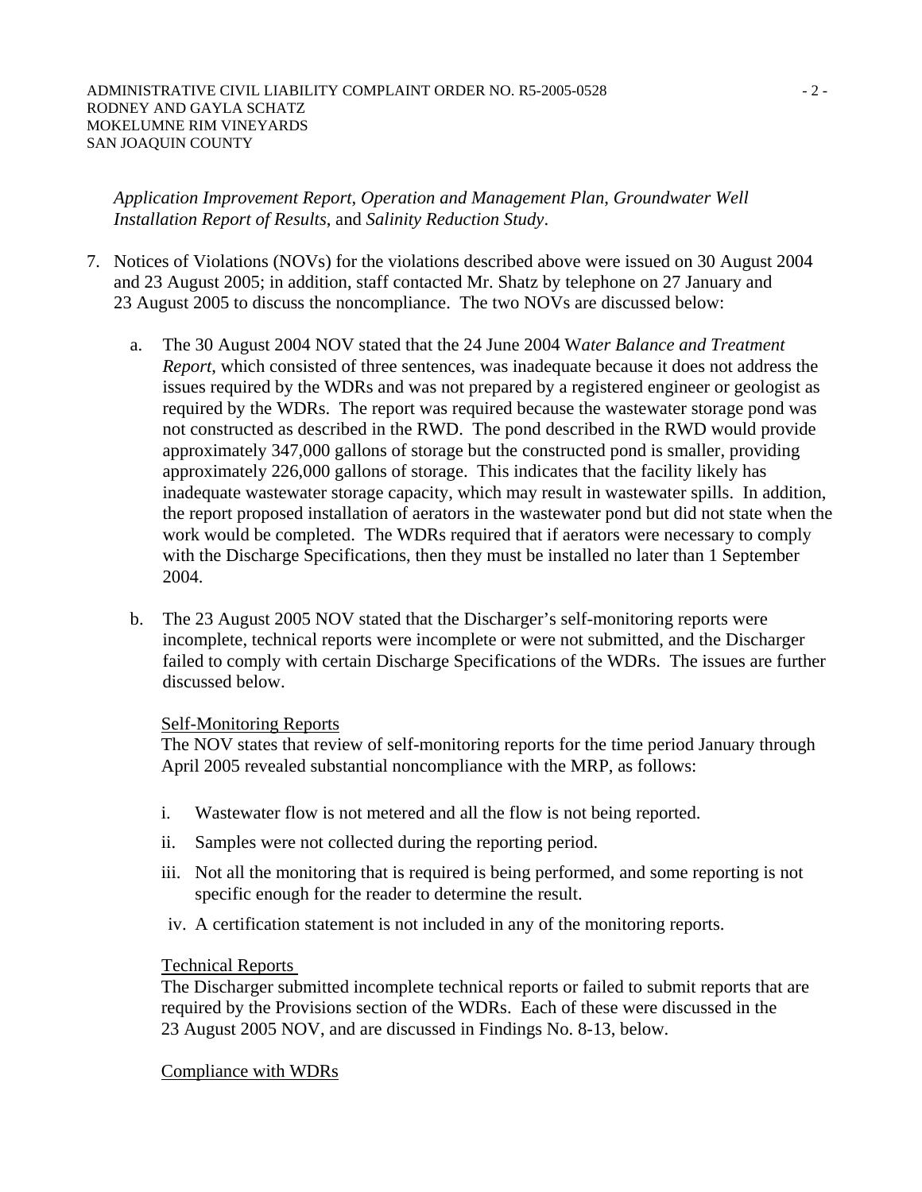*Application Improvement Report*, *Operation and Management Plan*, *Groundwater Well Installation Report of Results*, and *Salinity Reduction Study*.

7. Notices of Violations (NOVs) for the violations described above were issued on 30 August 2004 and 23 August 2005; in addition, staff contacted Mr. Shatz by telephone on 27 January and 23 August 2005 to discuss the noncompliance. The two NOVs are discussed below:

   a. The 30 August 2004 NOV stated that the 24 June 2004 W*ater Balance and Treatment Report*, which consisted of three sentences, was inadequate because it does not address the issues required by the WDRs and was not prepared by a registered engineer or geologist as required by the WDRs. The report was required because the wastewater storage pond was not constructed as described in the RWD. The pond described in the RWD would provide approximately 347,000 gallons of storage but the constructed pond is smaller, providing approximately 226,000 gallons of storage. This indicates that the facility likely has inadequate wastewater storage capacity, which may result in wastewater spills. In addition, the report proposed installation of aerators in the wastewater pond but did not state when the work would be completed. The WDRs required that if aerators were necessary to comply with the Discharge Specifications, then they must be installed no later than 1 September 2004.

   b. The 23 August 2005 NOV stated that the Discharger's self-monitoring reports were incomplete, technical reports were incomplete or were not submitted, and the Discharger failed to comply with certain Discharge Specifications of the WDRs. The issues are further discussed below.

      Self-Monitoring Reports

      The NOV states that review of self-monitoring reports for the time period January through April 2005 revealed substantial noncompliance with the MRP, as follows:

      i. Wastewater flow is not metered and all the flow is not being reported.
      ii. Samples were not collected during the reporting period.
      iii. Not all the monitoring that is required is being performed, and some reporting is not specific enough for the reader to determine the result.
      iv. A certification statement is not included in any of the monitoring reports.

      Technical Reports

      The Discharger submitted incomplete technical reports or failed to submit reports that are required by the Provisions section of the WDRs. Each of these were discussed in the 23 August 2005 NOV, and are discussed in Findings No. 8-13, below.

      Compliance with WDRs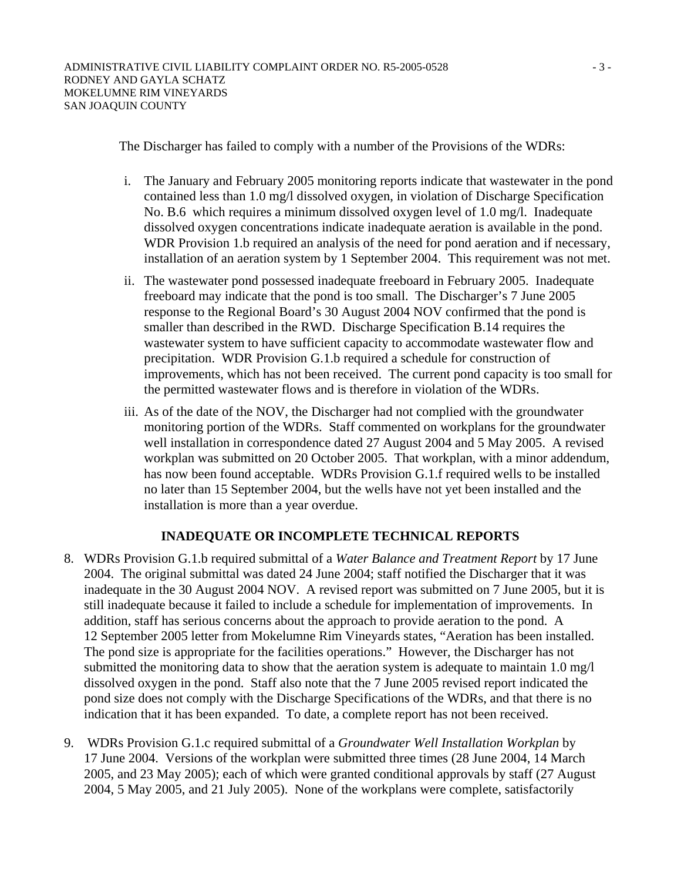The Discharger has failed to comply with a number of the Provisions of the WDRs:

i. The January and February 2005 monitoring reports indicate that wastewater in the pond contained less than 1.0 mg/l dissolved oxygen, in violation of Discharge Specification No. B.6 which requires a minimum dissolved oxygen level of 1.0 mg/l. Inadequate dissolved oxygen concentrations indicate inadequate aeration is available in the pond. WDR Provision 1.b required an analysis of the need for pond aeration and if necessary, installation of an aeration system by 1 September 2004. This requirement was not met.

ii. The wastewater pond possessed inadequate freeboard in February 2005. Inadequate freeboard may indicate that the pond is too small. The Discharger's 7 June 2005 response to the Regional Board's 30 August 2004 NOV confirmed that the pond is smaller than described in the RWD. Discharge Specification B.14 requires the wastewater system to have sufficient capacity to accommodate wastewater flow and precipitation. WDR Provision G.1.b required a schedule for construction of improvements, which has not been received. The current pond capacity is too small for the permitted wastewater flows and is therefore in violation of the WDRs.

iii. As of the date of the NOV, the Discharger had not complied with the groundwater monitoring portion of the WDRs. Staff commented on workplans for the groundwater well installation in correspondence dated 27 August 2004 and 5 May 2005. A revised workplan was submitted on 20 October 2005. That workplan, with a minor addendum, has now been found acceptable. WDRs Provision G.1.f required wells to be installed no later than 15 September 2004, but the wells have not yet been installed and the installation is more than a year overdue.

## INADEQUATE OR INCOMPLETE TECHNICAL REPORTS

8. WDRs Provision G.1.b required submittal of a *Water Balance and Treatment Report* by 17 June 2004. The original submittal was dated 24 June 2004; staff notified the Discharger that it was inadequate in the 30 August 2004 NOV. A revised report was submitted on 7 June 2005, but it is still inadequate because it failed to include a schedule for implementation of improvements. In addition, staff has serious concerns about the approach to provide aeration to the pond. A 12 September 2005 letter from Mokelumne Rim Vineyards states, "Aeration has been installed. The pond size is appropriate for the facilities operations." However, the Discharger has not submitted the monitoring data to show that the aeration system is adequate to maintain 1.0 mg/l dissolved oxygen in the pond. Staff also note that the 7 June 2005 revised report indicated the pond size does not comply with the Discharge Specifications of the WDRs, and that there is no indication that it has been expanded. To date, a complete report has not been received.

9. WDRs Provision G.1.c required submittal of a *Groundwater Well Installation Workplan* by 17 June 2004. Versions of the workplan were submitted three times (28 June 2004, 14 March 2005, and 23 May 2005); each of which were granted conditional approvals by staff (27 August 2004, 5 May 2005, and 21 July 2005). None of the workplans were complete, satisfactorily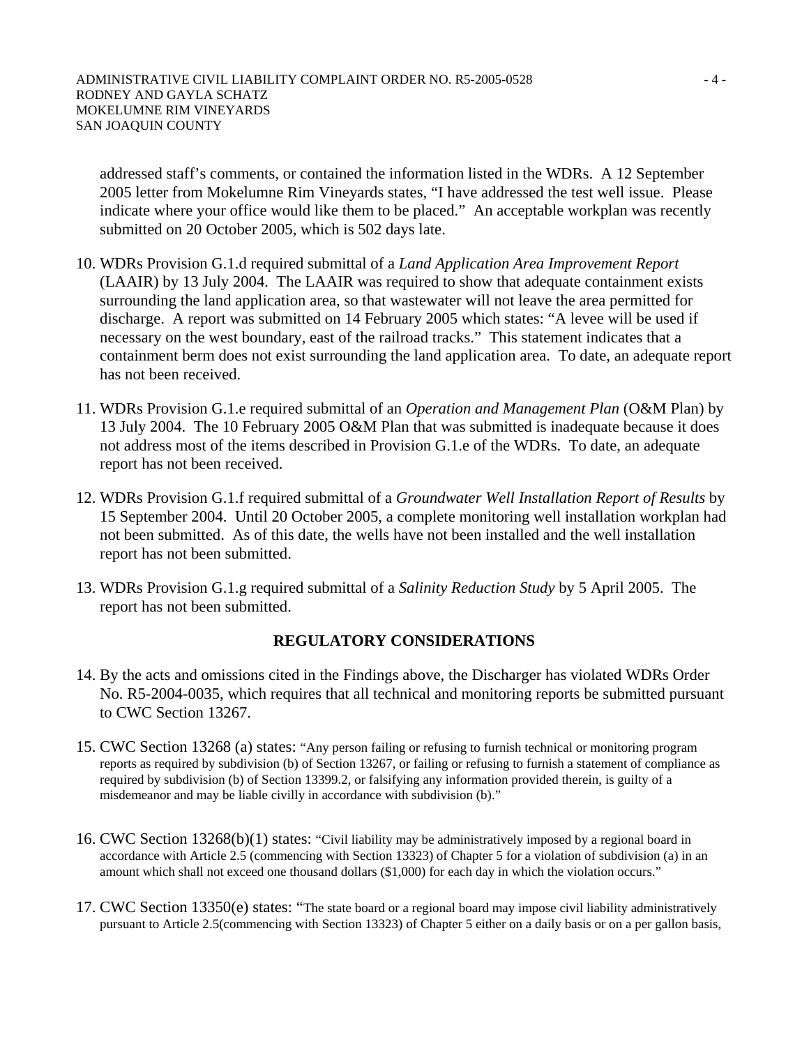addressed staff's comments, or contained the information listed in the WDRs. A 12 September 2005 letter from Mokelumne Rim Vineyards states, "I have addressed the test well issue. Please indicate where your office would like them to be placed." An acceptable workplan was recently submitted on 20 October 2005, which is 502 days late.

10. WDRs Provision G.1.d required submittal of a *Land Application Area Improvement Report* (LAAIR) by 13 July 2004. The LAAIR was required to show that adequate containment exists surrounding the land application area, so that wastewater will not leave the area permitted for discharge. A report was submitted on 14 February 2005 which states: "A levee will be used if necessary on the west boundary, east of the railroad tracks." This statement indicates that a containment berm does not exist surrounding the land application area. To date, an adequate report has not been received.

11. WDRs Provision G.1.e required submittal of an *Operation and Management Plan* (O&M Plan) by 13 July 2004. The 10 February 2005 O&M Plan that was submitted is inadequate because it does not address most of the items described in Provision G.1.e of the WDRs. To date, an adequate report has not been received.

12. WDRs Provision G.1.f required submittal of a *Groundwater Well Installation Report of Results* by 15 September 2004. Until 20 October 2005, a complete monitoring well installation workplan had not been submitted. As of this date, the wells have not been installed and the well installation report has not been submitted.

13. WDRs Provision G.1.g required submittal of a *Salinity Reduction Study* by 5 April 2005. The report has not been submitted.

## REGULATORY CONSIDERATIONS

14. By the acts and omissions cited in the Findings above, the Discharger has violated WDRs Order No. R5-2004-0035, which requires that all technical and monitoring reports be submitted pursuant to CWC Section 13267.

15. CWC Section 13268 (a) states: "Any person failing or refusing to furnish technical or monitoring program reports as required by subdivision (b) of Section 13267, or failing or refusing to furnish a statement of compliance as required by subdivision (b) of Section 13399.2, or falsifying any information provided therein, is guilty of a misdemeanor and may be liable civilly in accordance with subdivision (b)."

16. CWC Section 13268(b)(1) states: "Civil liability may be administratively imposed by a regional board in accordance with Article 2.5 (commencing with Section 13323) of Chapter 5 for a violation of subdivision (a) in an amount which shall not exceed one thousand dollars ($1,000) for each day in which the violation occurs."

17. CWC Section 13350(e) states: "The state board or a regional board may impose civil liability administratively pursuant to Article 2.5(commencing with Section 13323) of Chapter 5 either on a daily basis or on a per gallon basis,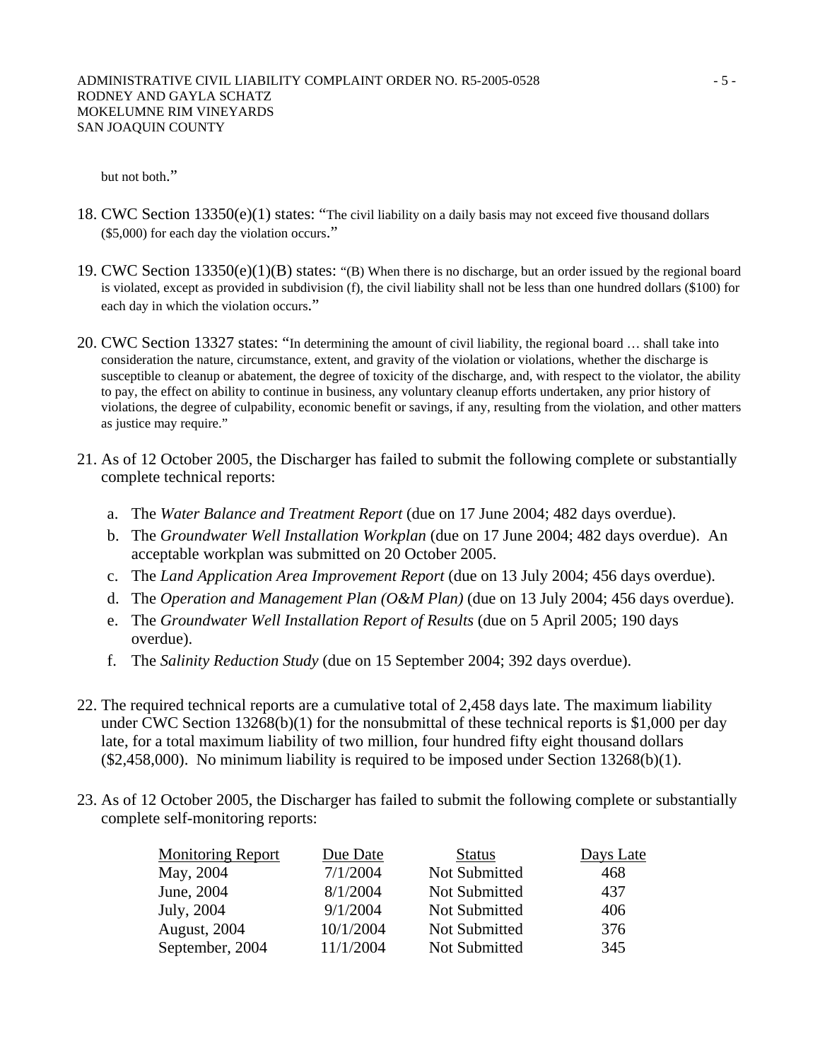but not both."

18. CWC Section 13350(e)(1) states: "The civil liability on a daily basis may not exceed five thousand dollars ($5,000) for each day the violation occurs."

19. CWC Section 13350(e)(1)(B) states: "(B) When there is no discharge, but an order issued by the regional board is violated, except as provided in subdivision (f), the civil liability shall not be less than one hundred dollars ($100) for each day in which the violation occurs."

20. CWC Section 13327 states: "In determining the amount of civil liability, the regional board … shall take into consideration the nature, circumstance, extent, and gravity of the violation or violations, whether the discharge is susceptible to cleanup or abatement, the degree of toxicity of the discharge, and, with respect to the violator, the ability to pay, the effect on ability to continue in business, any voluntary cleanup efforts undertaken, any prior history of violations, the degree of culpability, economic benefit or savings, if any, resulting from the violation, and other matters as justice may require."

21. As of 12 October 2005, the Discharger has failed to submit the following complete or substantially complete technical reports:

    a. The *Water Balance and Treatment Report* (due on 17 June 2004; 482 days overdue).
    b. The *Groundwater Well Installation Workplan* (due on 17 June 2004; 482 days overdue). An acceptable workplan was submitted on 20 October 2005.
    c. The *Land Application Area Improvement Report* (due on 13 July 2004; 456 days overdue).
    d. The *Operation and Management Plan (O&M Plan)* (due on 13 July 2004; 456 days overdue).
    e. The *Groundwater Well Installation Report of Results* (due on 5 April 2005; 190 days overdue).
    f. The *Salinity Reduction Study* (due on 15 September 2004; 392 days overdue).

22. The required technical reports are a cumulative total of 2,458 days late. The maximum liability under CWC Section 13268(b)(1) for the nonsubmittal of these technical reports is $1,000 per day late, for a total maximum liability of two million, four hundred fifty eight thousand dollars ($2,458,000). No minimum liability is required to be imposed under Section 13268(b)(1).

23. As of 12 October 2005, the Discharger has failed to submit the following complete or substantially complete self-monitoring reports:

| Monitoring Report | Due Date | Status | Days Late |
|---|---|---|---|
| May, 2004 | 7/1/2004 | Not Submitted | 468 |
| June, 2004 | 8/1/2004 | Not Submitted | 437 |
| July, 2004 | 9/1/2004 | Not Submitted | 406 |
| August, 2004 | 10/1/2004 | Not Submitted | 376 |
| September, 2004 | 11/1/2004 | Not Submitted | 345 |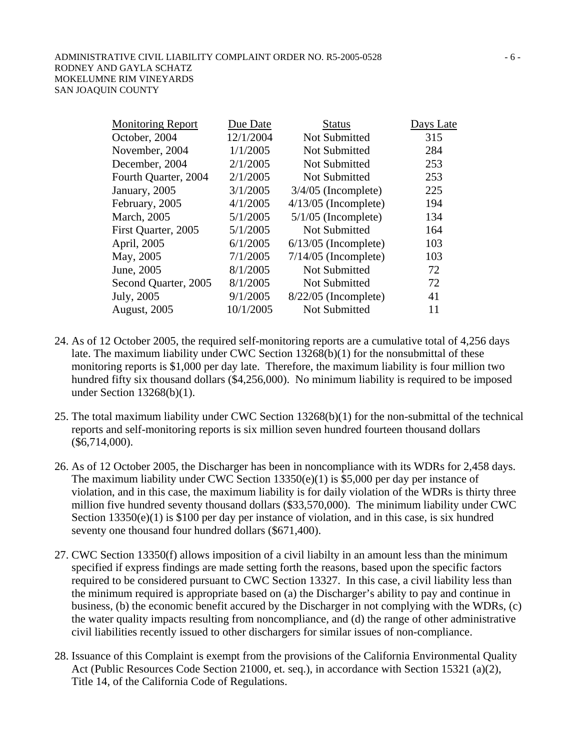| Monitoring Report | Due Date | Status | Days Late |
|---|---|---|---|
| October, 2004 | 12/1/2004 | Not Submitted | 315 |
| November, 2004 | 1/1/2005 | Not Submitted | 284 |
| December, 2004 | 2/1/2005 | Not Submitted | 253 |
| Fourth Quarter, 2004 | 2/1/2005 | Not Submitted | 253 |
| January, 2005 | 3/1/2005 | 3/4/05 (Incomplete) | 225 |
| February, 2005 | 4/1/2005 | 4/13/05 (Incomplete) | 194 |
| March, 2005 | 5/1/2005 | 5/1/05 (Incomplete) | 134 |
| First Quarter, 2005 | 5/1/2005 | Not Submitted | 164 |
| April, 2005 | 6/1/2005 | 6/13/05 (Incomplete) | 103 |
| May, 2005 | 7/1/2005 | 7/14/05 (Incomplete) | 103 |
| June, 2005 | 8/1/2005 | Not Submitted | 72 |
| Second Quarter, 2005 | 8/1/2005 | Not Submitted | 72 |
| July, 2005 | 9/1/2005 | 8/22/05 (Incomplete) | 41 |
| August, 2005 | 10/1/2005 | Not Submitted | 11 |

24. As of 12 October 2005, the required self-monitoring reports are a cumulative total of 4,256 days late. The maximum liability under CWC Section 13268(b)(1) for the nonsubmittal of these monitoring reports is $1,000 per day late. Therefore, the maximum liability is four million two hundred fifty six thousand dollars ($4,256,000). No minimum liability is required to be imposed under Section 13268(b)(1).

25. The total maximum liability under CWC Section 13268(b)(1) for the non-submittal of the technical reports and self-monitoring reports is six million seven hundred fourteen thousand dollars ($6,714,000).

26. As of 12 October 2005, the Discharger has been in noncompliance with its WDRs for 2,458 days. The maximum liability under CWC Section 13350(e)(1) is $5,000 per day per instance of violation, and in this case, the maximum liability is for daily violation of the WDRs is thirty three million five hundred seventy thousand dollars ($33,570,000). The minimum liability under CWC Section 13350(e)(1) is $100 per day per instance of violation, and in this case, is six hundred seventy one thousand four hundred dollars ($671,400).

27. CWC Section 13350(f) allows imposition of a civil liabilty in an amount less than the minimum specified if express findings are made setting forth the reasons, based upon the specific factors required to be considered pursuant to CWC Section 13327. In this case, a civil liability less than the minimum required is appropriate based on (a) the Discharger's ability to pay and continue in business, (b) the economic benefit accured by the Discharger in not complying with the WDRs, (c) the water quality impacts resulting from noncompliance, and (d) the range of other administrative civil liabilities recently issued to other dischargers for similar issues of non-compliance.

28. Issuance of this Complaint is exempt from the provisions of the California Environmental Quality Act (Public Resources Code Section 21000, et. seq.), in accordance with Section 15321 (a)(2), Title 14, of the California Code of Regulations.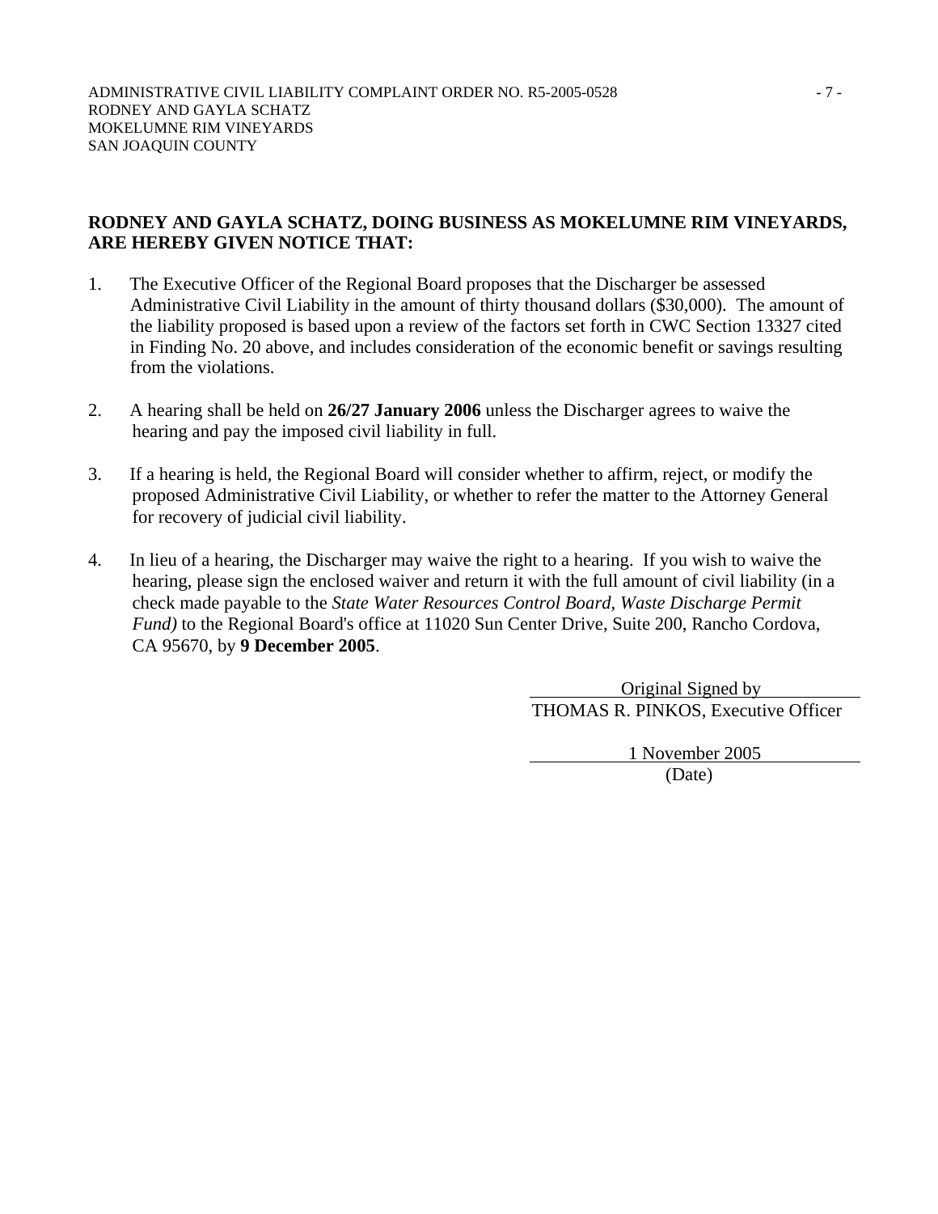**RODNEY AND GAYLA SCHATZ, DOING BUSINESS AS MOKELUMNE RIM VINEYARDS, ARE HEREBY GIVEN NOTICE THAT:**

1. The Executive Officer of the Regional Board proposes that the Discharger be assessed Administrative Civil Liability in the amount of thirty thousand dollars ($30,000). The amount of the liability proposed is based upon a review of the factors set forth in CWC Section 13327 cited in Finding No. 20 above, and includes consideration of the economic benefit or savings resulting from the violations.

2. A hearing shall be held on **26/27 January 2006** unless the Discharger agrees to waive the hearing and pay the imposed civil liability in full.

3. If a hearing is held, the Regional Board will consider whether to affirm, reject, or modify the proposed Administrative Civil Liability, or whether to refer the matter to the Attorney General for recovery of judicial civil liability.

4. In lieu of a hearing, the Discharger may waive the right to a hearing. If you wish to waive the hearing, please sign the enclosed waiver and return it with the full amount of civil liability (in a check made payable to the *State Water Resources Control Board, Waste Discharge Permit Fund)* to the Regional Board's office at 11020 Sun Center Drive, Suite 200, Rancho Cordova, CA 95670, by **9 December 2005**.

Original Signed by
THOMAS R. PINKOS, Executive Officer

1 November 2005
(Date)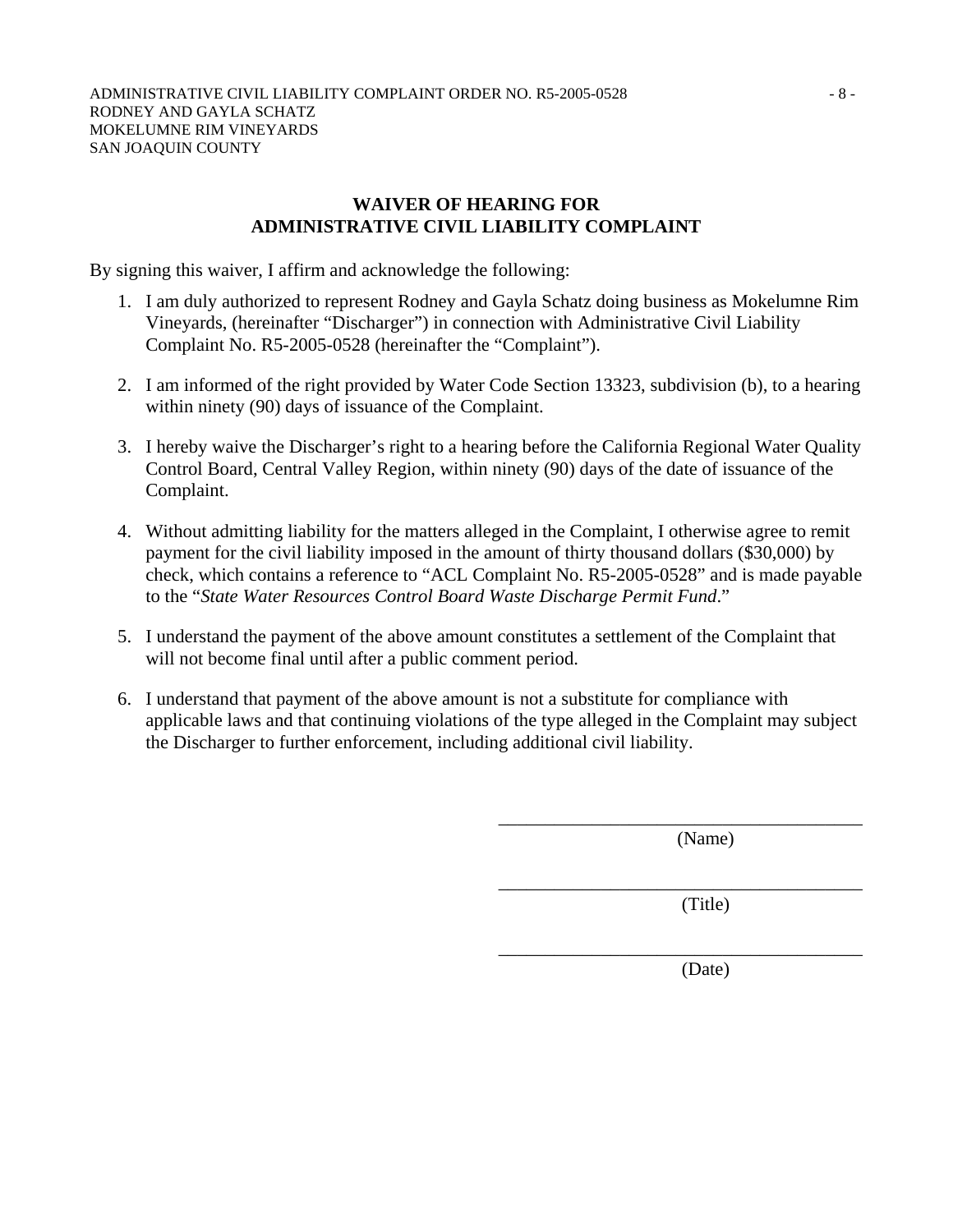## WAIVER OF HEARING FOR ADMINISTRATIVE CIVIL LIABILITY COMPLAINT

By signing this waiver, I affirm and acknowledge the following:

1. I am duly authorized to represent Rodney and Gayla Schatz doing business as Mokelumne Rim Vineyards, (hereinafter "Discharger") in connection with Administrative Civil Liability Complaint No. R5-2005-0528 (hereinafter the "Complaint").

2. I am informed of the right provided by Water Code Section 13323, subdivision (b), to a hearing within ninety (90) days of issuance of the Complaint.

3. I hereby waive the Discharger's right to a hearing before the California Regional Water Quality Control Board, Central Valley Region, within ninety (90) days of the date of issuance of the Complaint.

4. Without admitting liability for the matters alleged in the Complaint, I otherwise agree to remit payment for the civil liability imposed in the amount of thirty thousand dollars ($30,000) by check, which contains a reference to "ACL Complaint No. R5-2005-0528" and is made payable to the "*State Water Resources Control Board Waste Discharge Permit Fund*."

5. I understand the payment of the above amount constitutes a settlement of the Complaint that will not become final until after a public comment period.

6. I understand that payment of the above amount is not a substitute for compliance with applicable laws and that continuing violations of the type alleged in the Complaint may subject the Discharger to further enforcement, including additional civil liability.

\_\_\_\_\_\_\_\_\_\_\_\_\_\_\_\_\_\_\_\_\_\_\_\_\_\_\_\_\_\_\_\_\_\_\_\_\_\_\_\_

(Name)

\_\_\_\_\_\_\_\_\_\_\_\_\_\_\_\_\_\_\_\_\_\_\_\_\_\_\_\_\_\_\_\_\_\_\_\_\_\_\_\_

(Title)

\_\_\_\_\_\_\_\_\_\_\_\_\_\_\_\_\_\_\_\_\_\_\_\_\_\_\_\_\_\_\_\_\_\_\_\_\_\_\_\_

(Date)